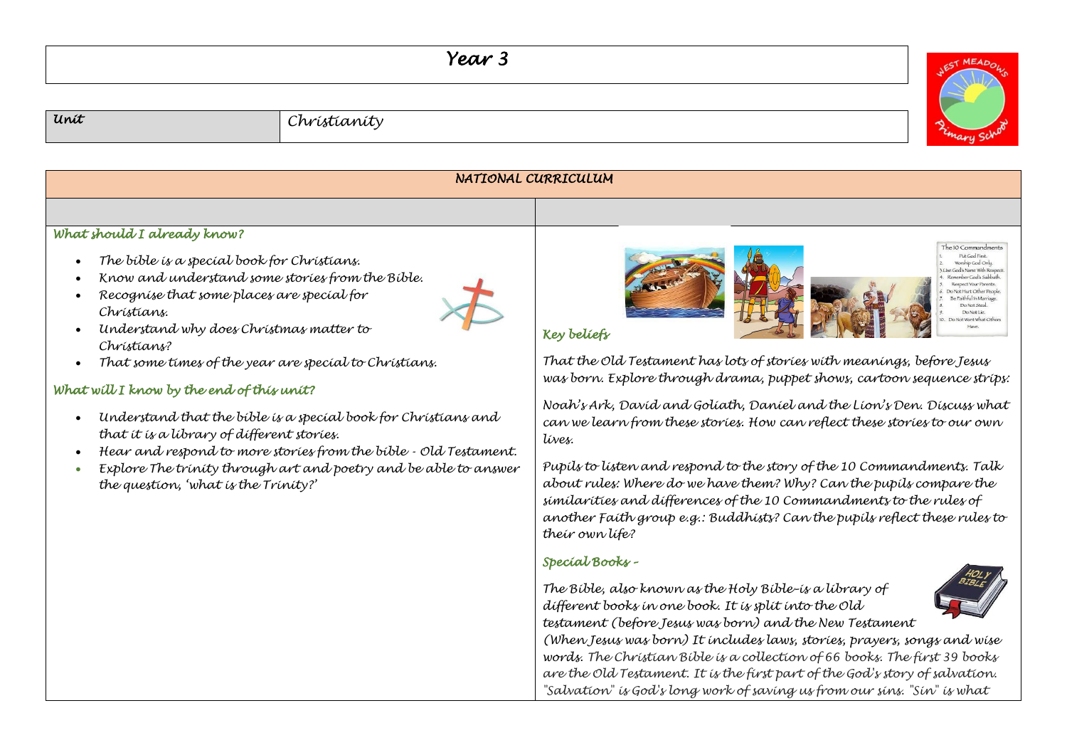# Year 3

| Unit | Christianity |
| --- | --- |

## NATIONAL CURRICULUM

### What should I already know?

- The bible is a special book for Christians.
- Know and understand some stories from the Bible.
- Recognise that some places are special for Christians.
- Understand why does Christmas matter to Christians?
- That some times of the year are special to Christians.

### What will I know by the end of this unit?

- Understand that the bible is a special book for Christians and that it is a library of different stories.
- Hear and respond to more stories from the bible - Old Testament.
- Explore The trinity through art and poetry and be able to answer the question, 'what is the Trinity?'

### Key beliefs

The 10 Commandments
1. Put God First.
2. Worship God Only.
3. Use God's Name With Respect.
4. Remember God's Sabbath.
5. Respect Your Parents.
6. Do Not Hurt Other People.
7. Be Faithful In Marriage.
8. Do Not Steal.
9. Do Not Lie.
10. Do Not Want What Others Have.

That the Old Testament has lots of stories with meanings, before Jesus was born. Explore through drama, puppet shows, cartoon sequence strips:

Noah's Ark, David and Goliath, Daniel and the Lion's Den. Discuss what can we learn from these stories. How can reflect these stories to our own lives.

Pupils to listen and respond to the story of the 10 Commandments. Talk about rules: Where do we have them? Why? Can the pupils compare the similarities and differences of the 10 Commandments to the rules of another Faith group e.g.: Buddhists? Can the pupils reflect these rules to their own life?

### Special Books –

The Bible, also known as the Holy Bible–is a library of different books in one book. It is split into the Old testament (before Jesus was born) and the New Testament (When Jesus was born) It includes laws, stories, prayers, songs and wise words. The Christian Bible is a collection of 66 books. The first 39 books are the Old Testament. It is the first part of the God's story of salvation. "Salvation" is God's long work of saving us from our sins. "Sin" is what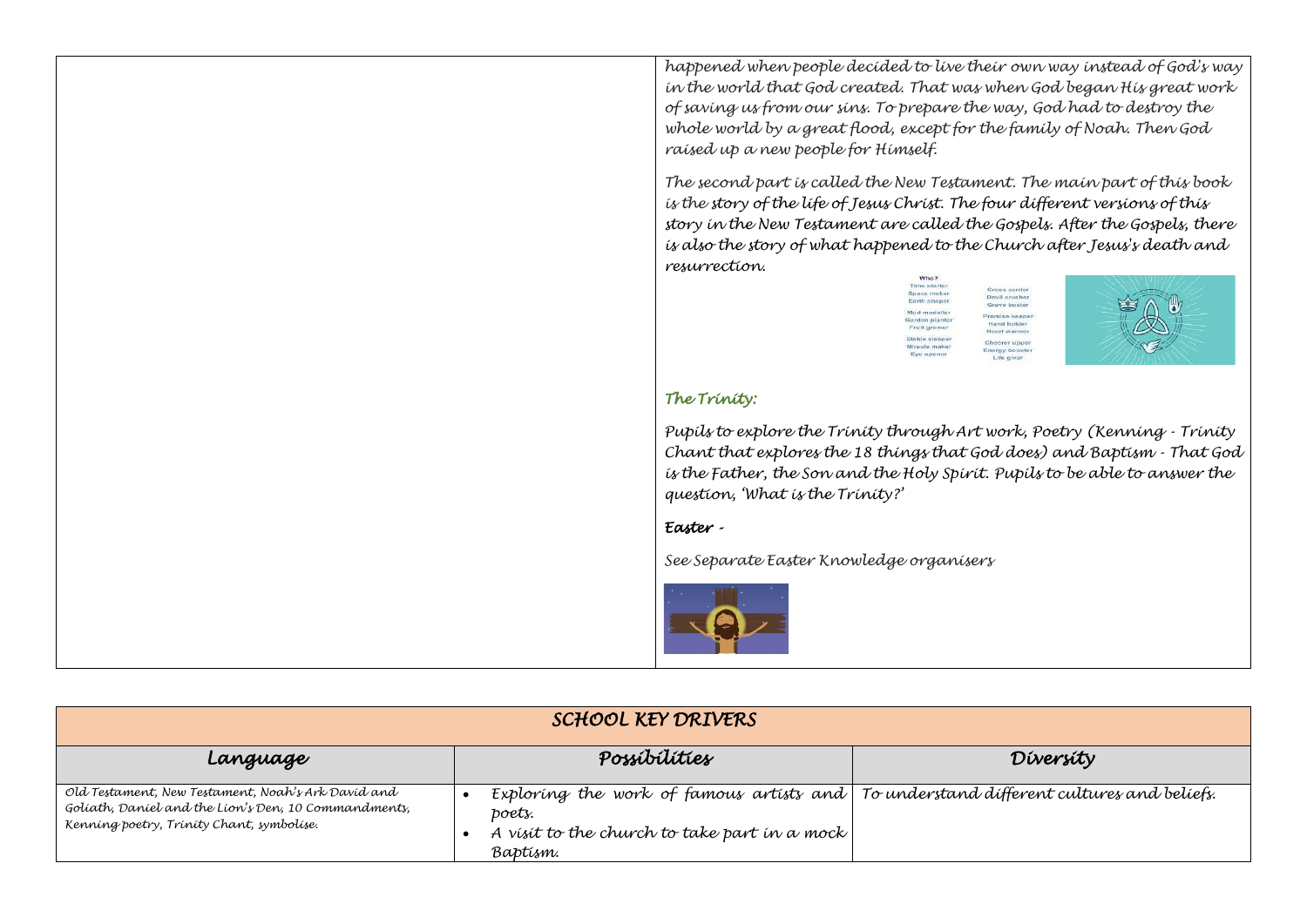*happened when people decided to live their own way instead of God's way in the world that God created. That was when God began His great work of saving us from our sins. To prepare the way, God had to destroy the whole world by a great flood, except for the family of Noah. Then God raised up a new people for Himself.*

*The second part is called the New Testament. The main part of this book is the story of the life of Jesus Christ. The four different versions of this story in the New Testament are called the Gospels. After the Gospels, there is also the story of what happened to the Church after Jesus's death and resurrection.*

Who?
Time starter
Space maker
Earth shaper
Mud modeller
Garden planter
Fruit grower
Stable sleeper
Miracle maker
Eye opener
Cross carrier
Devil crusher
Grave buster
Promise keeper
Hand holder
Heart warmer
Cheerer upper
Energy booster
Life giver

### *The Trinity:*

*Pupils to explore the Trinity through Art work, Poetry (Kenning - Trinity Chant that explores the 18 things that God does) and Baptism - That God is the Father, the Son and the Holy Spirit. Pupils to be able to answer the question, 'What is the Trinity?'*

***Easter -***

*See Separate Easter Knowledge organisers*

| SCHOOL KEY DRIVERS | | |
|---|---|---|
| **Language** | **Possibilities** | **Diversity** |
| Old Testament, New Testament, Noah's Ark David and Goliath, Daniel and the Lion's Den, 10 Commandments, Kenning poetry, Trinity Chant, symbolise. | • Exploring the work of famous artists and poets. <br> • A visit to the church to take part in a mock Baptism. | To understand different cultures and beliefs. |